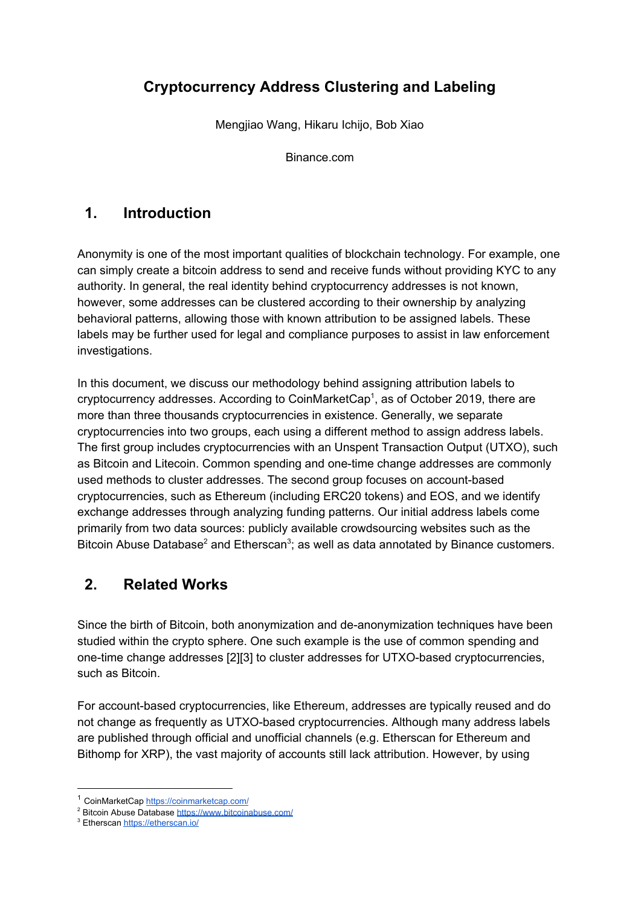# Cryptocurrency Address Clustering and Labeling

Mengjiao Wang, Hikaru Ichijo, Bob Xiao

Binance.com

## 1. Introduction

Anonymity is one of the most important qualities of blockchain technology. For example, one can simply create a bitcoin address to send and receive funds without providing KYC to any authority. In general, the real identity behind cryptocurrency addresses is not known, however, some addresses can be clustered according to their ownership by analyzing behavioral patterns, allowing those with known attribution to be assigned labels. These labels may be further used for legal and compliance purposes to assist in law enforcement investigations.

In this document, we discuss our methodology behind assigning attribution labels to cryptocurrency addresses. According to CoinMarketCap[1], as of October 2019, there are more than three thousands cryptocurrencies in existence. Generally, we separate cryptocurrencies into two groups, each using a different method to assign address labels. The first group includes cryptocurrencies with an Unspent Transaction Output (UTXO), such as Bitcoin and Litecoin. Common spending and one-time change addresses are commonly used methods to cluster addresses. The second group focuses on account-based cryptocurrencies, such as Ethereum (including ERC20 tokens) and EOS, and we identify exchange addresses through analyzing funding patterns. Our initial address labels come primarily from two data sources: publicly available crowdsourcing websites such as the Bitcoin Abuse Database[2] and Etherscan[3]; as well as data annotated by Binance customers.

## 2. Related Works

Since the birth of Bitcoin, both anonymization and de-anonymization techniques have been studied within the crypto sphere. One such example is the use of common spending and one-time change addresses [2][3] to cluster addresses for UTXO-based cryptocurrencies, such as Bitcoin.

For account-based cryptocurrencies, like Ethereum, addresses are typically reused and do not change as frequently as UTXO-based cryptocurrencies. Although many address labels are published through official and unofficial channels (e.g. Etherscan for Ethereum and Bithomp for XRP), the vast majority of accounts still lack attribution. However, by using

[1] CoinMarketCap https://coinmarketcap.com/

[2] Bitcoin Abuse Database https://www.bitcoinabuse.com/

[3] Etherscan https://etherscan.io/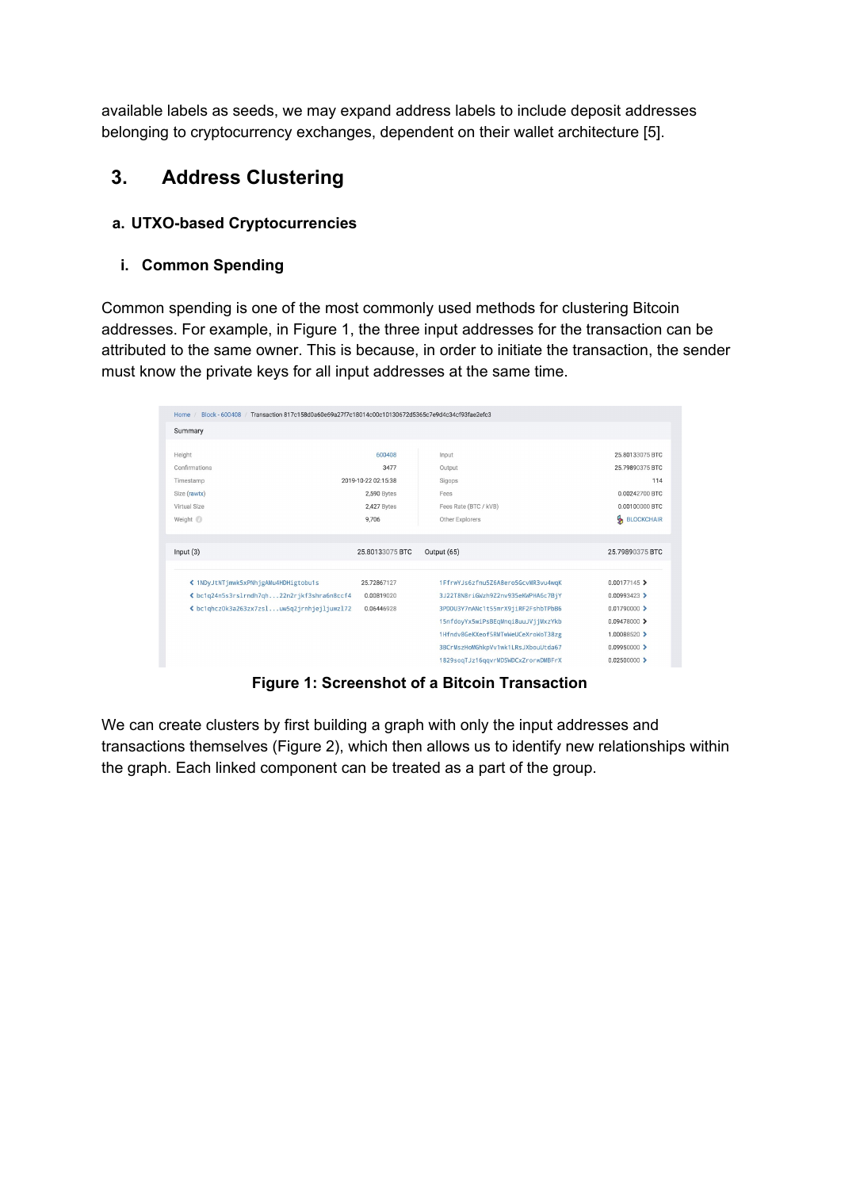available labels as seeds, we may expand address labels to include deposit addresses belonging to cryptocurrency exchanges, dependent on their wallet architecture [5].

## 3. Address Clustering

### a. UTXO-based Cryptocurrencies

#### i. Common Spending

Common spending is one of the most commonly used methods for clustering Bitcoin addresses. For example, in Figure 1, the three input addresses for the transaction can be attributed to the same owner. This is because, in order to initiate the transaction, the sender must know the private keys for all input addresses at the same time.

**Figure 1: Screenshot of a Bitcoin Transaction**

We can create clusters by first building a graph with only the input addresses and transactions themselves (Figure 2), which then allows us to identify new relationships within the graph. Each linked component can be treated as a part of the group.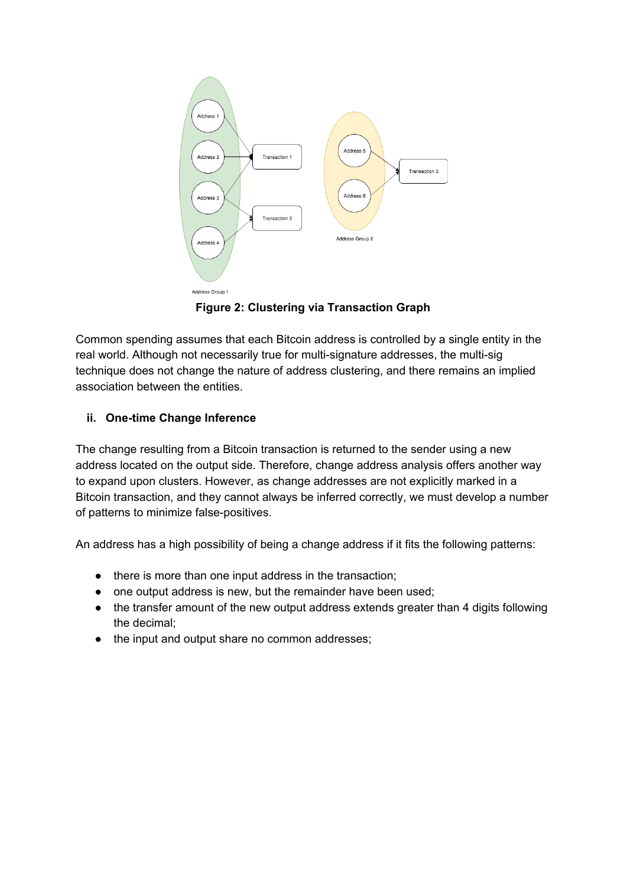**Figure 2: Clustering via Transaction Graph**

Common spending assumes that each Bitcoin address is controlled by a single entity in the real world. Although not necessarily true for multi-signature addresses, the multi-sig technique does not change the nature of address clustering, and there remains an implied association between the entities.

### ii. One-time Change Inference

The change resulting from a Bitcoin transaction is returned to the sender using a new address located on the output side. Therefore, change address analysis offers another way to expand upon clusters. However, as change addresses are not explicitly marked in a Bitcoin transaction, and they cannot always be inferred correctly, we must develop a number of patterns to minimize false-positives.

An address has a high possibility of being a change address if it fits the following patterns:

- there is more than one input address in the transaction;
- one output address is new, but the remainder have been used;
- the transfer amount of the new output address extends greater than 4 digits following the decimal;
- the input and output share no common addresses;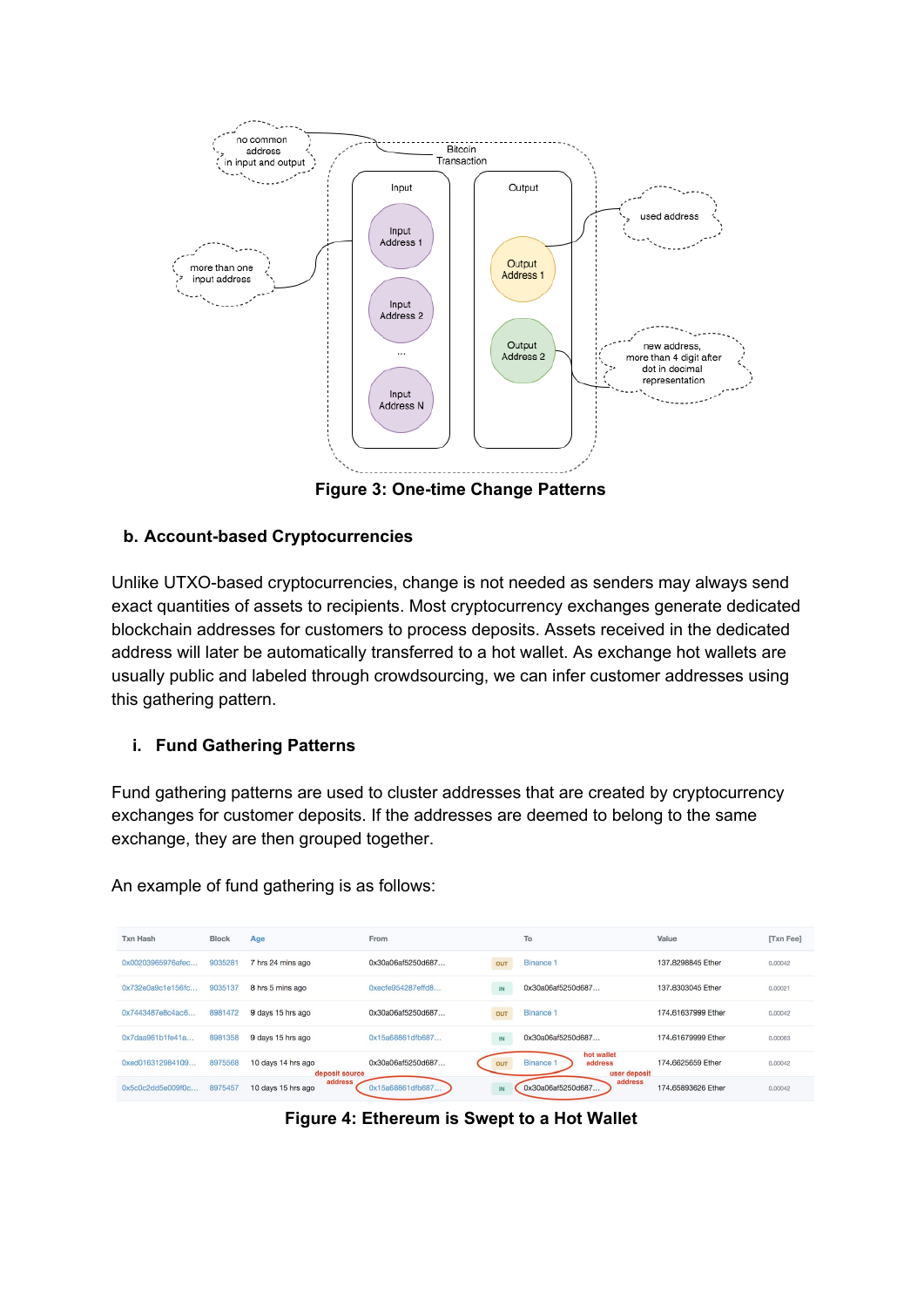Figure 3: One-time Change Patterns

### b. Account-based Cryptocurrencies

Unlike UTXO-based cryptocurrencies, change is not needed as senders may always send exact quantities of assets to recipients. Most cryptocurrency exchanges generate dedicated blockchain addresses for customers to process deposits. Assets received in the dedicated address will later be automatically transferred to a hot wallet. As exchange hot wallets are usually public and labeled through crowdsourcing, we can infer customer addresses using this gathering pattern.

#### i. Fund Gathering Patterns

Fund gathering patterns are used to cluster addresses that are created by cryptocurrency exchanges for customer deposits. If the addresses are deemed to belong to the same exchange, they are then grouped together.

An example of fund gathering is as follows:

| Txn Hash | Block | Age | From | | To | Value | [Txn Fee] |
|---|---|---|---|---|---|---|---|
| 0x00203965976afec… | 9035281 | 7 hrs 24 mins ago | 0x30a06af5250d687… | OUT | Binance 1 | 137.8298845 Ether | 0.00042 |
| 0x732e0a9c1e156fc… | 9035137 | 8 hrs 5 mins ago | 0xecfe954287effd8… | IN | 0x30a06af5250d687… | 137.8303045 Ether | 0.00021 |
| 0x7443487e8c4ac6… | 8981472 | 9 days 15 hrs ago | 0x30a06af5250d687… | OUT | Binance 1 | 174.61637999 Ether | 0.00042 |
| 0x7daa961b1fe41a… | 8981358 | 9 days 15 hrs ago | 0x15a68861dfb687… | IN | 0x30a06af5250d687… | 174.61679999 Ether | 0.00063 |
| 0xed016312984109… | 8975568 | 10 days 14 hrs ago | 0x30a06af5250d687… | OUT | Binance 1 (hot wallet address) | 174.6625659 Ether | 0.00042 |
| 0x5c0c2dd5e009f0c… | 8975457 | 10 days 15 hrs ago | 0x15a68861dfb687… (deposit source address) | IN | 0x30a06af5250d687… (user deposit address) | 174.65893626 Ether | 0.00042 |

Figure 4: Ethereum is Swept to a Hot Wallet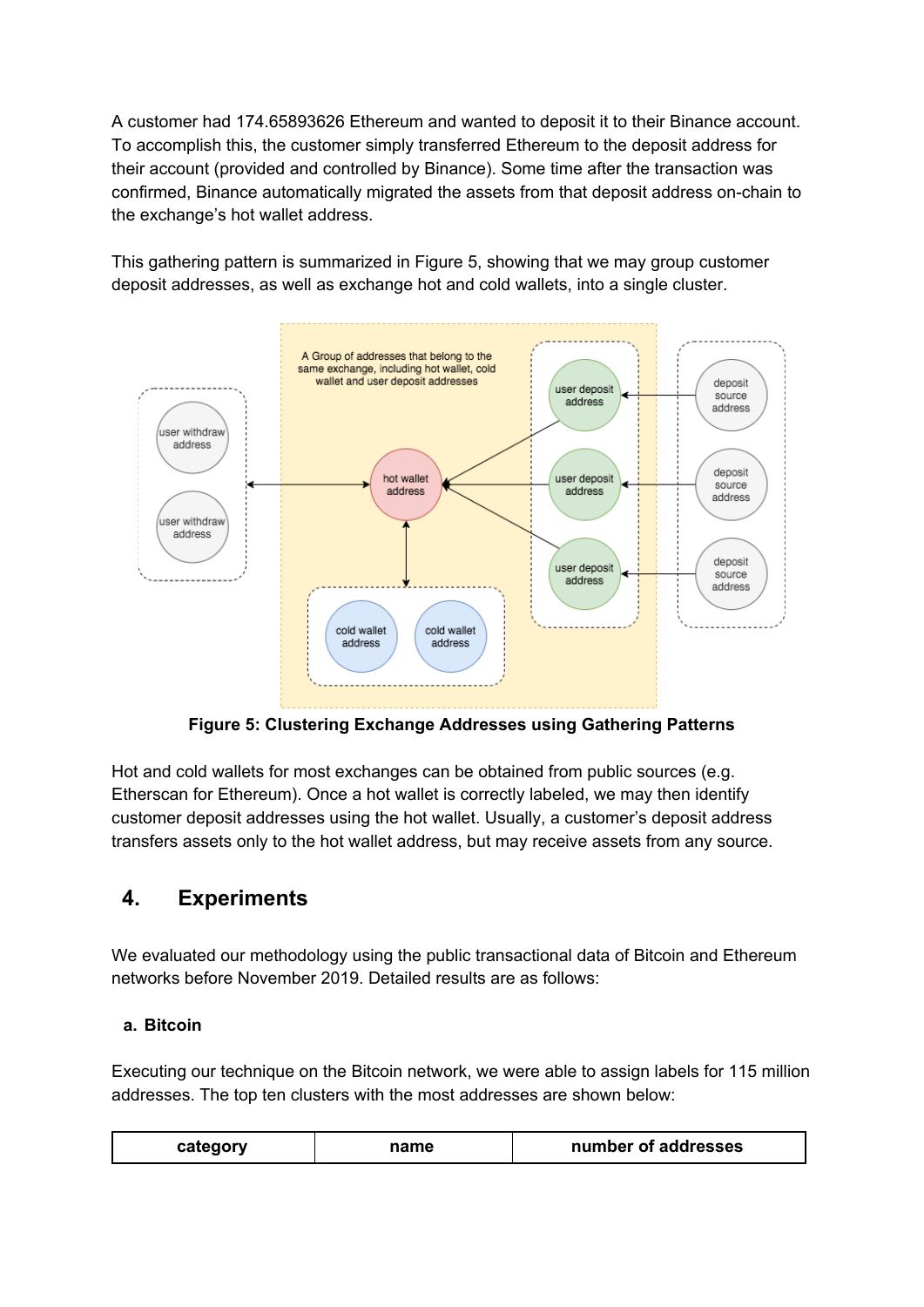A customer had 174.65893626 Ethereum and wanted to deposit it to their Binance account. To accomplish this, the customer simply transferred Ethereum to the deposit address for their account (provided and controlled by Binance). Some time after the transaction was confirmed, Binance automatically migrated the assets from that deposit address on-chain to the exchange's hot wallet address.

This gathering pattern is summarized in Figure 5, showing that we may group customer deposit addresses, as well as exchange hot and cold wallets, into a single cluster.

**Figure 5: Clustering Exchange Addresses using Gathering Patterns**

Hot and cold wallets for most exchanges can be obtained from public sources (e.g. Etherscan for Ethereum). Once a hot wallet is correctly labeled, we may then identify customer deposit addresses using the hot wallet. Usually, a customer's deposit address transfers assets only to the hot wallet address, but may receive assets from any source.

## 4. Experiments

We evaluated our methodology using the public transactional data of Bitcoin and Ethereum networks before November 2019. Detailed results are as follows:

### a. Bitcoin

Executing our technique on the Bitcoin network, we were able to assign labels for 115 million addresses. The top ten clusters with the most addresses are shown below:

| category | name | number of addresses |
|---|---|---|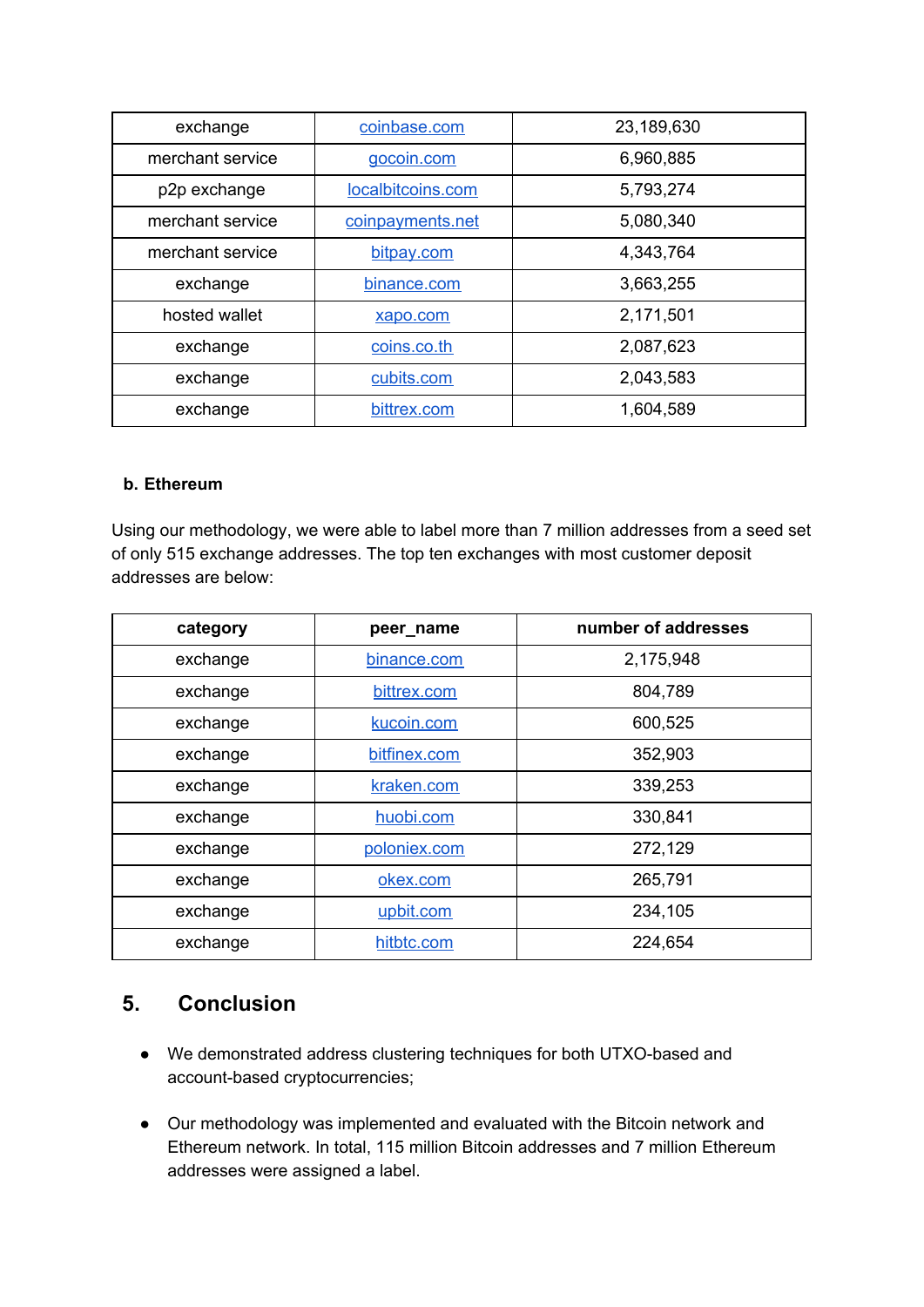| exchange | coinbase.com | 23,189,630 |
|---|---|---|
| merchant service | gocoin.com | 6,960,885 |
| p2p exchange | localbitcoins.com | 5,793,274 |
| merchant service | coinpayments.net | 5,080,340 |
| merchant service | bitpay.com | 4,343,764 |
| exchange | binance.com | 3,663,255 |
| hosted wallet | xapo.com | 2,171,501 |
| exchange | coins.co.th | 2,087,623 |
| exchange | cubits.com | 2,043,583 |
| exchange | bittrex.com | 1,604,589 |

### b. Ethereum

Using our methodology, we were able to label more than 7 million addresses from a seed set of only 515 exchange addresses. The top ten exchanges with most customer deposit addresses are below:

| category | peer_name | number of addresses |
|---|---|---|
| exchange | binance.com | 2,175,948 |
| exchange | bittrex.com | 804,789 |
| exchange | kucoin.com | 600,525 |
| exchange | bitfinex.com | 352,903 |
| exchange | kraken.com | 339,253 |
| exchange | huobi.com | 330,841 |
| exchange | poloniex.com | 272,129 |
| exchange | okex.com | 265,791 |
| exchange | upbit.com | 234,105 |
| exchange | hitbtc.com | 224,654 |

## 5. Conclusion

- We demonstrated address clustering techniques for both UTXO-based and account-based cryptocurrencies;
- Our methodology was implemented and evaluated with the Bitcoin network and Ethereum network. In total, 115 million Bitcoin addresses and 7 million Ethereum addresses were assigned a label.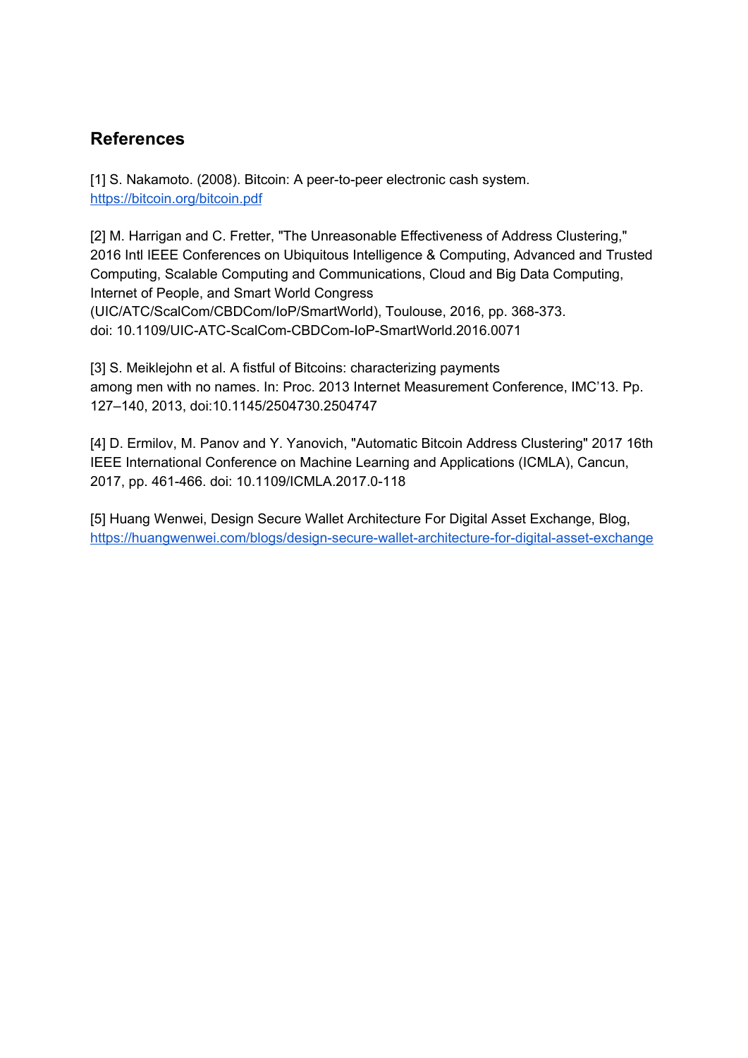## References

[1] S. Nakamoto. (2008). Bitcoin: A peer-to-peer electronic cash system. https://bitcoin.org/bitcoin.pdf

[2] M. Harrigan and C. Fretter, "The Unreasonable Effectiveness of Address Clustering," 2016 Intl IEEE Conferences on Ubiquitous Intelligence & Computing, Advanced and Trusted Computing, Scalable Computing and Communications, Cloud and Big Data Computing, Internet of People, and Smart World Congress (UIC/ATC/ScalCom/CBDCom/IoP/SmartWorld), Toulouse, 2016, pp. 368-373. doi: 10.1109/UIC-ATC-ScalCom-CBDCom-IoP-SmartWorld.2016.0071

[3] S. Meiklejohn et al. A fistful of Bitcoins: characterizing payments among men with no names. In: Proc. 2013 Internet Measurement Conference, IMC'13. Pp. 127–140, 2013, doi:10.1145/2504730.2504747

[4] D. Ermilov, M. Panov and Y. Yanovich, "Automatic Bitcoin Address Clustering" 2017 16th IEEE International Conference on Machine Learning and Applications (ICMLA), Cancun, 2017, pp. 461-466. doi: 10.1109/ICMLA.2017.0-118

[5] Huang Wenwei, Design Secure Wallet Architecture For Digital Asset Exchange, Blog, https://huangwenwei.com/blogs/design-secure-wallet-architecture-for-digital-asset-exchange